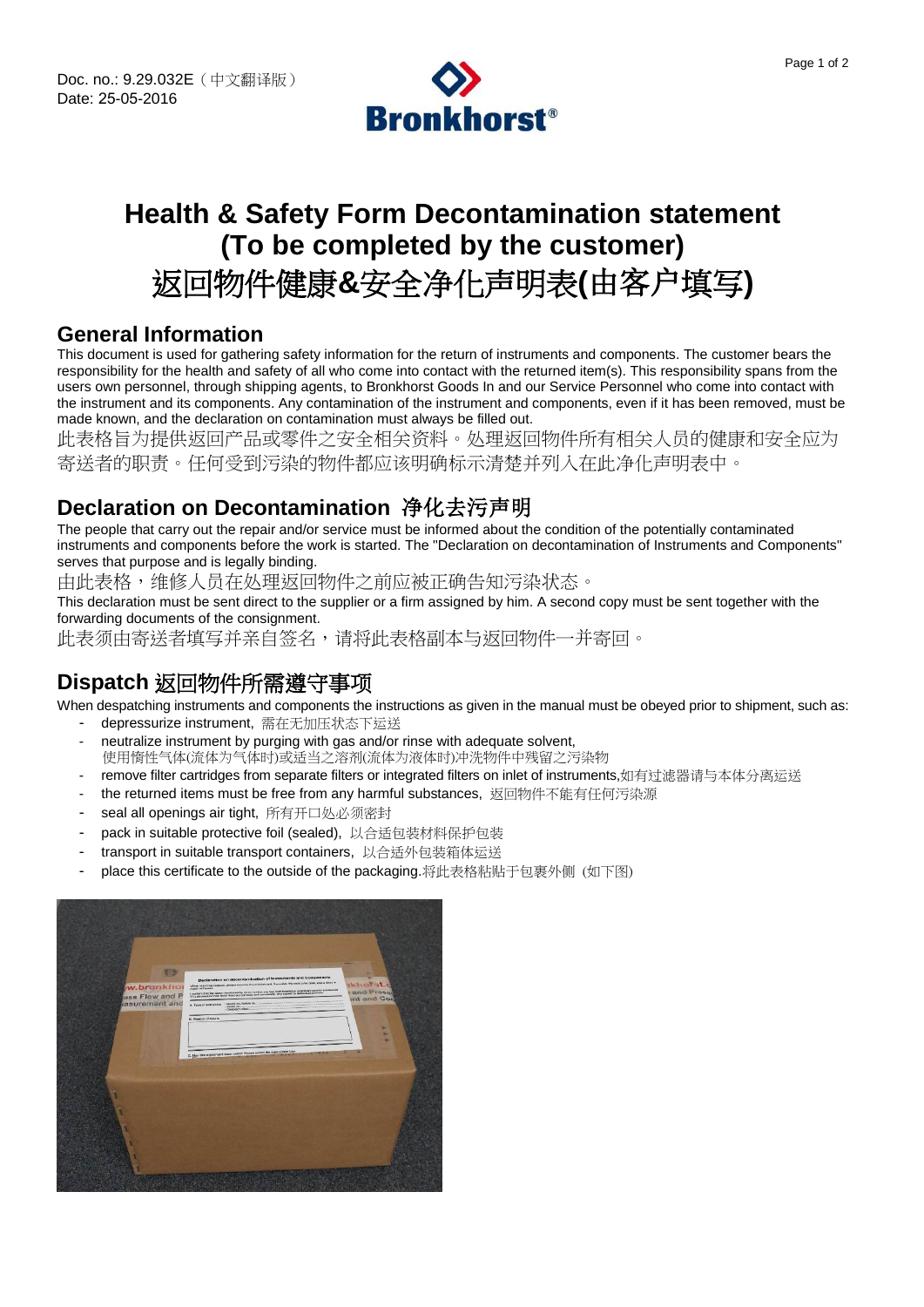Doc. no.: 9.29.032E（中文翻译版）
Date: 25-05-2016

Bronkhorst®

# Health & Safety Form Decontamination statement (To be completed by the customer)
# 返回物件健康&安全净化声明表(由客户填写)

## General Information

This document is used for gathering safety information for the return of instruments and components. The customer bears the responsibility for the health and safety of all who come into contact with the returned item(s). This responsibility spans from the users own personnel, through shipping agents, to Bronkhorst Goods In and our Service Personnel who come into contact with the instrument and its components. Any contamination of the instrument and components, even if it has been removed, must be made known, and the declaration on contamination must always be filled out.

此表格旨为提供返回产品或零件之安全相关资料。处理返回物件所有相关人员的健康和安全应为寄送者的职责。任何受到污染的物件都应该明确标示清楚并列入在此净化声明表中。

## Declaration on Decontamination 净化去污声明

The people that carry out the repair and/or service must be informed about the condition of the potentially contaminated instruments and components before the work is started. The "Declaration on decontamination of Instruments and Components" serves that purpose and is legally binding.

由此表格，维修人员在处理返回物件之前应被正确告知污染状态。

This declaration must be sent direct to the supplier or a firm assigned by him. A second copy must be sent together with the forwarding documents of the consignment.

此表须由寄送者填写并亲自签名，请将此表格副本与返回物件一并寄回。

## Dispatch 返回物件所需遵守事项

When despatching instruments and components the instructions as given in the manual must be obeyed prior to shipment, such as:

- depressurize instrument, 需在无加压状态下运送
- neutralize instrument by purging with gas and/or rinse with adequate solvent,
  使用惰性气体(流体为气体时)或适当之溶剂(流体为液体时)冲洗物件中残留之污染物
- remove filter cartridges from separate filters or integrated filters on inlet of instruments,如有过滤器请与本体分离运送
- the returned items must be free from any harmful substances, 返回物件不能有任何污染源
- seal all openings air tight, 所有开口处必须密封
- pack in suitable protective foil (sealed), 以合适包装材料保护包装
- transport in suitable transport containers, 以合适外包装箱体运送
- place this certificate to the outside of the packaging.将此表格粘贴于包裹外侧（如下图）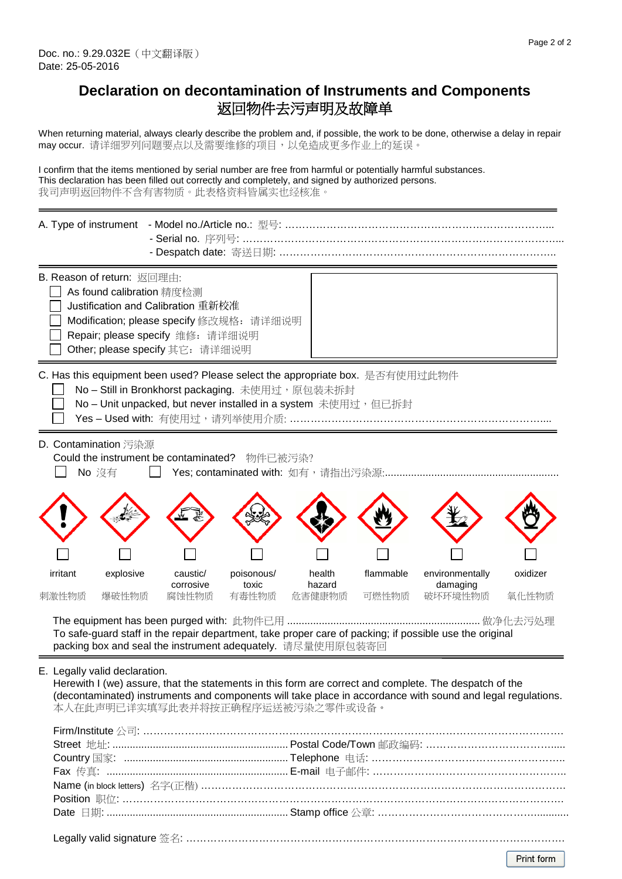Doc. no.: 9.29.032E（中文翻译版）
Date: 25-05-2016

# Declaration on decontamination of Instruments and Components
# 返回物件去污声明及故障单

When returning material, always clearly describe the problem and, if possible, the work to be done, otherwise a delay in repair may occur. 请详细罗列问题要点以及需要维修的项目，以免造成更多作业上的延误。

I confirm that the items mentioned by serial number are free from harmful or potentially harmful substances.
This declaration has been filled out correctly and completely, and signed by authorized persons.
我司声明返回物件不含有害物质。此表格资料皆属实也经核准。

---

A. Type of instrument
- Model no./Article no.: 型号: ……………………………………………………………………...
- Serial no. 序列号: ……………………………………………………………………………...
- Despatch date: 寄送日期: ……………………………………………………………………...

---

B. Reason of return: 返回理由:
- ☐ As found calibration 精度检测
- ☐ Justification and Calibration 重新校准
- ☐ Modification; please specify 修改规格：请详细说明
- ☐ Repair; please specify 维修：请详细说明
- ☐ Other; please specify 其它：请详细说明

---

C. Has this equipment been used? Please select the appropriate box. 是否有使用过此物件
- ☐ No – Still in Bronkhorst packaging. 未使用过，原包装未拆封
- ☐ No – Unit unpacked, but never installed in a system 未使用过，但已拆封
- ☐ Yes – Used with: 有使用过，请列举使用介质: ……………………………………………………………...

---

D. Contamination 污染源
Could the instrument be contaminated? 物件已被污染?
☐ No 沒有 ☐ Yes; contaminated with: 如有，请指出污染源:............................................................

| | | | | | | | |
|---|---|---|---|---|---|---|---|
| ☐ | ☐ | ☐ | ☐ | ☐ | ☐ | ☐ | ☐ |
| irritant | explosive | caustic/ corrosive | poisonous/ toxic | health hazard | flammable | environmentally damaging | oxidizer |
| 刺激性物质 | 爆破性物质 | 腐蚀性物质 | 有毒性物质 | 危害健康物质 | 可燃性物质 | 破坏环境性物质 | 氧化性物质 |

The equipment has been purged with: 此物件已用 ................................................................... 做净化去污处理
To safe-guard staff in the repair department, take proper care of packing; if possible use the original packing box and seal the instrument adequately. 请尽量使用原包装寄回

---

E. Legally valid declaration.
Herewith I (we) assure, that the statements in this form are correct and complete. The despatch of the (decontaminated) instruments and components will take place in accordance with sound and legal regulations.
本人在此声明已详实填写此表并将按正确程序运送被污染之零件或设备。

Firm/Institute 公司: ……………………………………………………………………………………………
Street 地址: ............................................................. Postal Code/Town 邮政编码: …………………………………...
Country 国家: ......................................................... Telephone 电话: ………………………………………………..
Fax 传真: .............................................................. E-mail 电子邮件: ……………………………………………….
Name (in block letters) 名字(正楷) ……………………………………………………………………………
Position 职位: ……………………………………………………………………………………………………
Date 日期: .............................................................. Stamp office 公章: ……………………………………………...

Legally valid signature 签名: ………………………………………………………………………………………

Print form